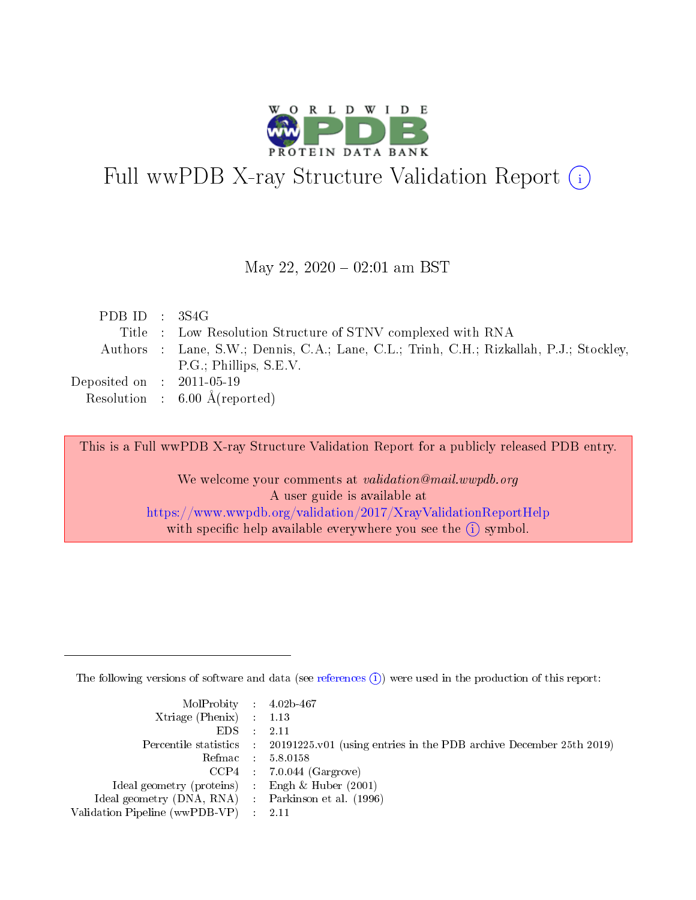# Full wwPDB X-ray Structure Validation Report ⓘ

May 22, 2020 – 02:01 am BST

| | | |
|---|---|---|
| PDB ID | : | 3S4G |
| Title | : | Low Resolution Structure of STNV complexed with RNA |
| Authors | : | Lane, S.W.; Dennis, C.A.; Lane, C.L.; Trinh, C.H.; Rizkallah, P.J.; Stockley, P.G.; Phillips, S.E.V. |
| Deposited on | : | 2011-05-19 |
| Resolution | : | 6.00 Å(reported) |

This is a Full wwPDB X-ray Structure Validation Report for a publicly released PDB entry.

We welcome your comments at *validation@mail.wwpdb.org*
A user guide is available at
https://www.wwpdb.org/validation/2017/XrayValidationReportHelp
with specific help available everywhere you see the ⓘ symbol.

---

The following versions of software and data (see references ⓘ) were used in the production of this report:

| | | |
|---|---|---|
| MolProbity | : | 4.02b-467 |
| Xtriage (Phenix) | : | 1.13 |
| EDS | : | 2.11 |
| Percentile statistics | : | 20191225.v01 (using entries in the PDB archive December 25th 2019) |
| Refmac | : | 5.8.0158 |
| CCP4 | : | 7.0.044 (Gargrove) |
| Ideal geometry (proteins) | : | Engh & Huber (2001) |
| Ideal geometry (DNA, RNA) | : | Parkinson et al. (1996) |
| Validation Pipeline (wwPDB-VP) | : | 2.11 |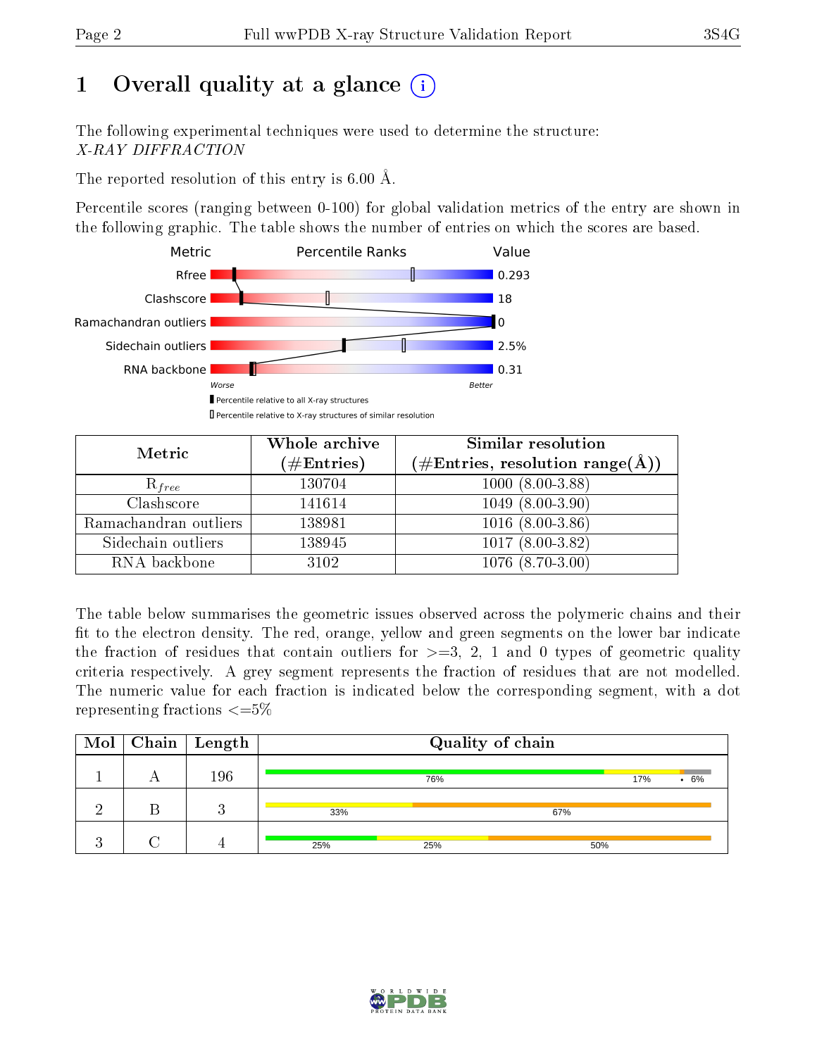# 1 Overall quality at a glance (i)

The following experimental techniques were used to determine the structure:
*X-RAY DIFFRACTION*

The reported resolution of this entry is 6.00 Å.

Percentile scores (ranging between 0-100) for global validation metrics of the entry are shown in the following graphic. The table shows the number of entries on which the scores are based.

| Metric | Value |
|---|---|
| Rfree | 0.293 |
| Clashscore | 18 |
| Ramachandran outliers | 0 |
| Sidechain outliers | 2.5% |
| RNA backbone | 0.31 |

| Metric | Whole archive (#Entries) | Similar resolution (#Entries, resolution range(Å)) |
|---|---|---|
| $R_{free}$ | 130704 | 1000 (8.00-3.88) |
| Clashscore | 141614 | 1049 (8.00-3.90) |
| Ramachandran outliers | 138981 | 1016 (8.00-3.86) |
| Sidechain outliers | 138945 | 1017 (8.00-3.82) |
| RNA backbone | 3102 | 1076 (8.70-3.00) |

The table below summarises the geometric issues observed across the polymeric chains and their fit to the electron density. The red, orange, yellow and green segments on the lower bar indicate the fraction of residues that contain outliers for >=3, 2, 1 and 0 types of geometric quality criteria respectively. A grey segment represents the fraction of residues that are not modelled. The numeric value for each fraction is indicated below the corresponding segment, with a dot representing fractions <=5%

| Mol | Chain | Length | Quality of chain |
|---|---|---|---|
| 1 | A | 196 | 76% 17% • 6% |
| 2 | B | 3 | 33% 67% |
| 3 | C | 4 | 25% 25% 50% |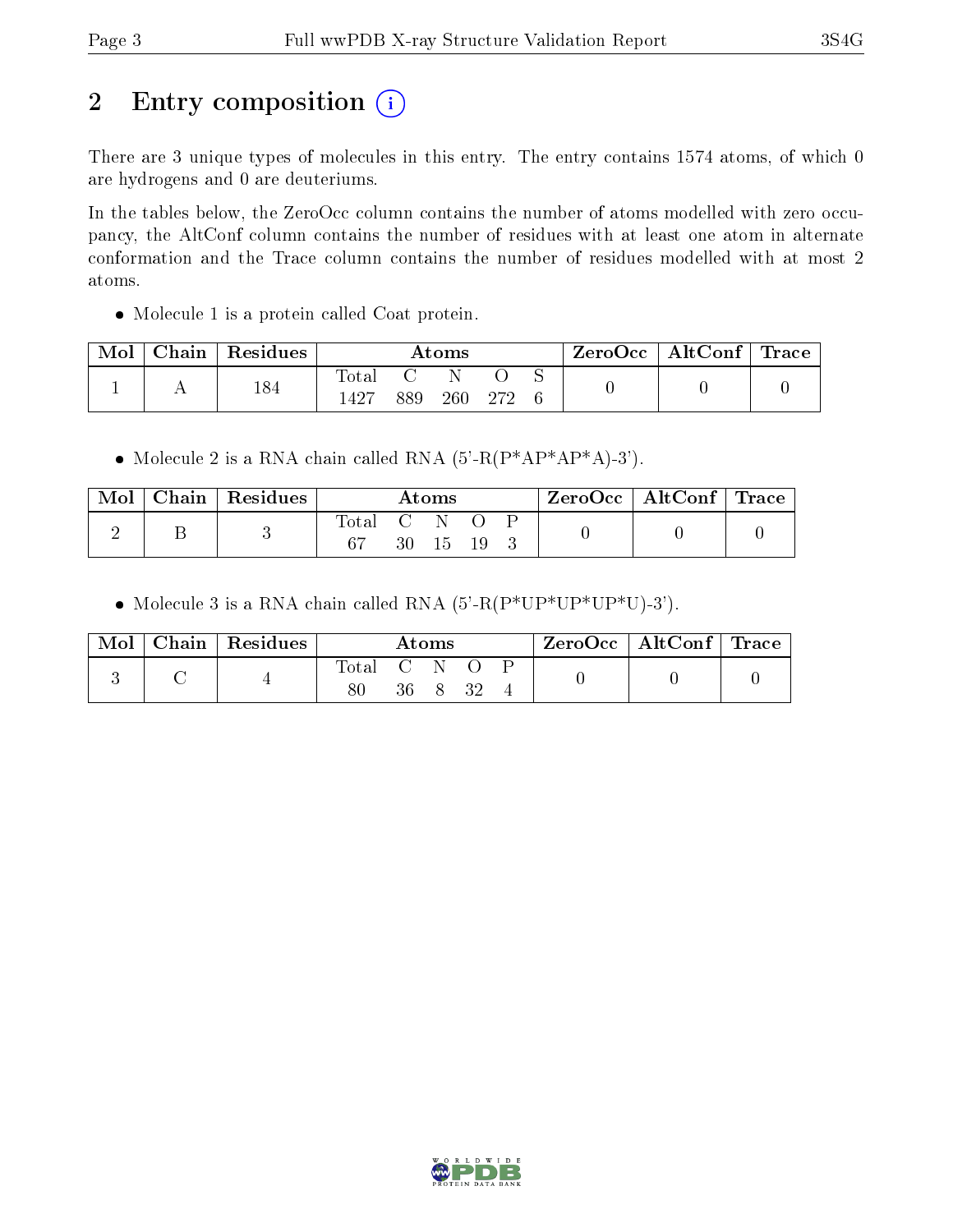## 2 Entry composition (i)

There are 3 unique types of molecules in this entry. The entry contains 1574 atoms, of which 0 are hydrogens and 0 are deuteriums.

In the tables below, the ZeroOcc column contains the number of atoms modelled with zero occupancy, the AltConf column contains the number of residues with at least one atom in alternate conformation and the Trace column contains the number of residues modelled with at most 2 atoms.

- Molecule 1 is a protein called Coat protein.

| Mol | Chain | Residues | Atoms | | | | | ZeroOcc | AltConf | Trace |
|---|---|---|---|---|---|---|---|---|---|---|
| | | | Total | C | N | O | S | | | |
| 1 | A | 184 | 1427 | 889 | 260 | 272 | 6 | 0 | 0 | 0 |

- Molecule 2 is a RNA chain called RNA (5'-R(P*AP*AP*A)-3').

| Mol | Chain | Residues | Atoms | | | | | ZeroOcc | AltConf | Trace |
|---|---|---|---|---|---|---|---|---|---|---|
| | | | Total | C | N | O | P | | | |
| 2 | B | 3 | 67 | 30 | 15 | 19 | 3 | 0 | 0 | 0 |

- Molecule 3 is a RNA chain called RNA (5'-R(P*UP*UP*UP*U)-3').

| Mol | Chain | Residues | Atoms | | | | | ZeroOcc | AltConf | Trace |
|---|---|---|---|---|---|---|---|---|---|---|
| | | | Total | C | N | O | P | | | |
| 3 | C | 4 | 80 | 36 | 8 | 32 | 4 | 0 | 0 | 0 |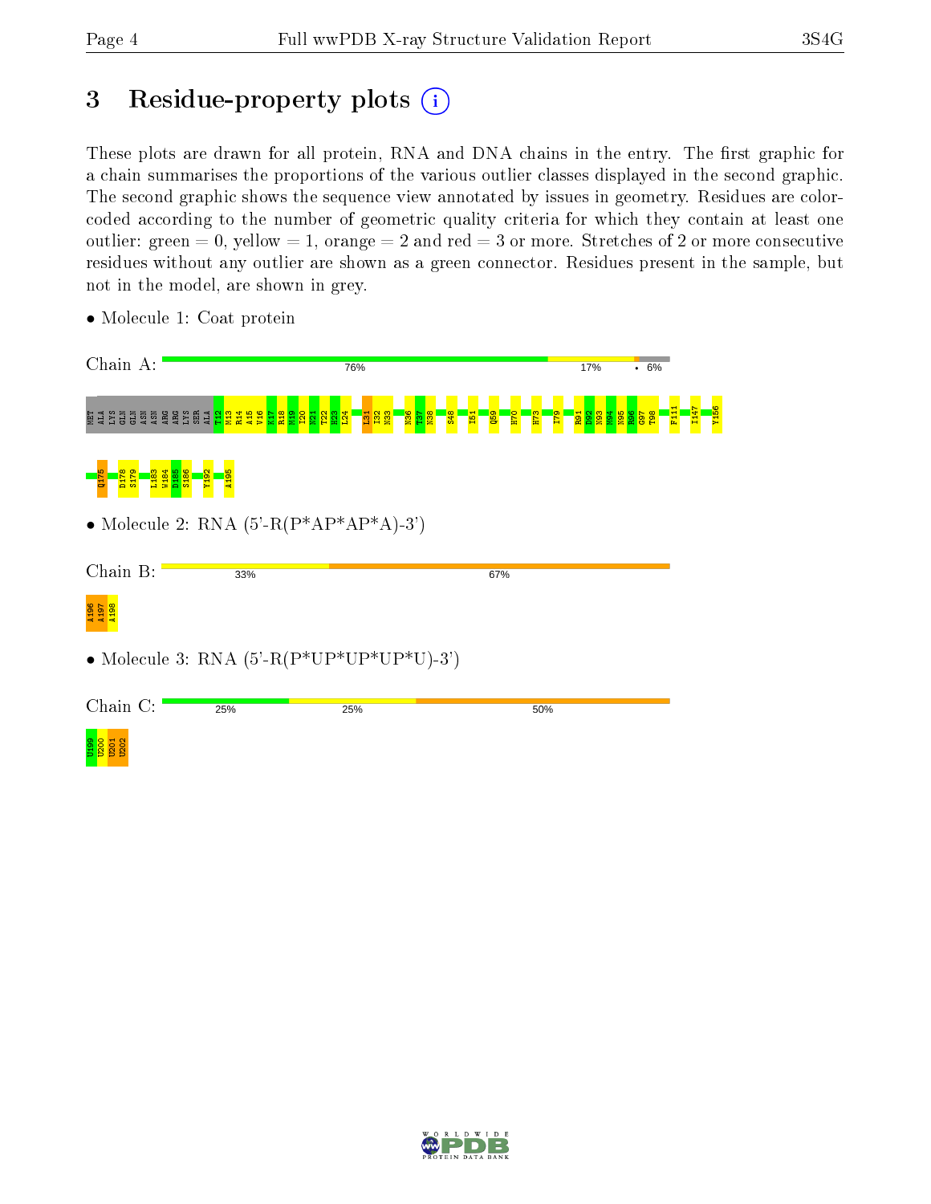# 3 Residue-property plots (i)

These plots are drawn for all protein, RNA and DNA chains in the entry. The first graphic for a chain summarises the proportions of the various outlier classes displayed in the second graphic. The second graphic shows the sequence view annotated by issues in geometry. Residues are color-coded according to the number of geometric quality criteria for which they contain at least one outlier: green = 0, yellow = 1, orange = 2 and red = 3 or more. Stretches of 2 or more consecutive residues without any outlier are shown as a green connector. Residues present in the sample, but not in the model, are shown in grey.

- Molecule 1: Coat protein

Chain A: 76% 17% • 6%

MET ALA LYS GLN GLN ASN ASN ARG ARG LYS SER ALA T12 M13 R14 A15 V16 K17 R18 M19 I20 N21 T22 H23 L24 L31 I32 N33 N36 T37 N38 S48 I51 Q59 H70 H73 I79 R91 D92 N93 M94 N95 R96 G97 T98 F111 I147 Y156 Q175 D178 S179 L183 W184 D185 S186 Y192 A195

- Molecule 2: RNA (5'-R(P*AP*AP*A)-3')

Chain B: 33% 67%

A196 A197 A198

- Molecule 3: RNA (5'-R(P*UP*UP*UP*U)-3')

Chain C: 25% 25% 50%

U199 U200 U201 U202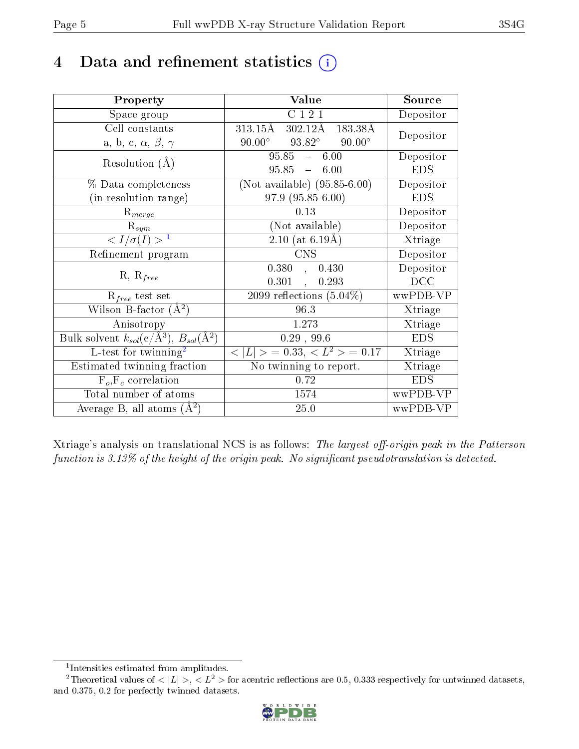# 4 Data and refinement statistics (i)

| Property | Value | Source |
|---|---|---|
| Space group | C 1 2 1 | Depositor |
| Cell constants<br>a, b, c, $\alpha$, $\beta$, $\gamma$ | 313.15Å 302.12Å 183.38Å<br>90.00° 93.82° 90.00° | Depositor |
| Resolution (Å) | 95.85 – 6.00<br>95.85 – 6.00 | Depositor<br>EDS |
| % Data completeness<br>(in resolution range) | (Not available) (95.85-6.00)<br>97.9 (95.85-6.00) | Depositor<br>EDS |
| $R_{merge}$ | 0.13 | Depositor |
| $R_{sym}$ | (Not available) | Depositor |
| $< I/\sigma(I) >$ [1] | 2.10 (at 6.19Å) | Xtriage |
| Refinement program | CNS | Depositor |
| R, $R_{free}$ | 0.380 , 0.430<br>0.301 , 0.293 | Depositor<br>DCC |
| $R_{free}$ test set | 2099 reflections (5.04%) | wwPDB-VP |
| Wilson B-factor (Å$^2$) | 96.3 | Xtriage |
| Anisotropy | 1.273 | Xtriage |
| Bulk solvent $k_{sol}$(e/Å$^3$), $B_{sol}$(Å$^2$) | 0.29 , 99.6 | EDS |
| L-test for twinning[2] | $< \|L\| >$ = 0.33, $< L^2 >$ = 0.17 | Xtriage |
| Estimated twinning fraction | No twinning to report. | Xtriage |
| $F_o$,$F_c$ correlation | 0.72 | EDS |
| Total number of atoms | 1574 | wwPDB-VP |
| Average B, all atoms (Å$^2$) | 25.0 | wwPDB-VP |

Xtriage's analysis on translational NCS is as follows: *The largest off-origin peak in the Patterson function is 3.13% of the height of the origin peak. No significant pseudotranslation is detected.*

[1] Intensities estimated from amplitudes.

[2] Theoretical values of $< |L| >$, $< L^2 >$ for acentric reflections are 0.5, 0.333 respectively for untwinned datasets, and 0.375, 0.2 for perfectly twinned datasets.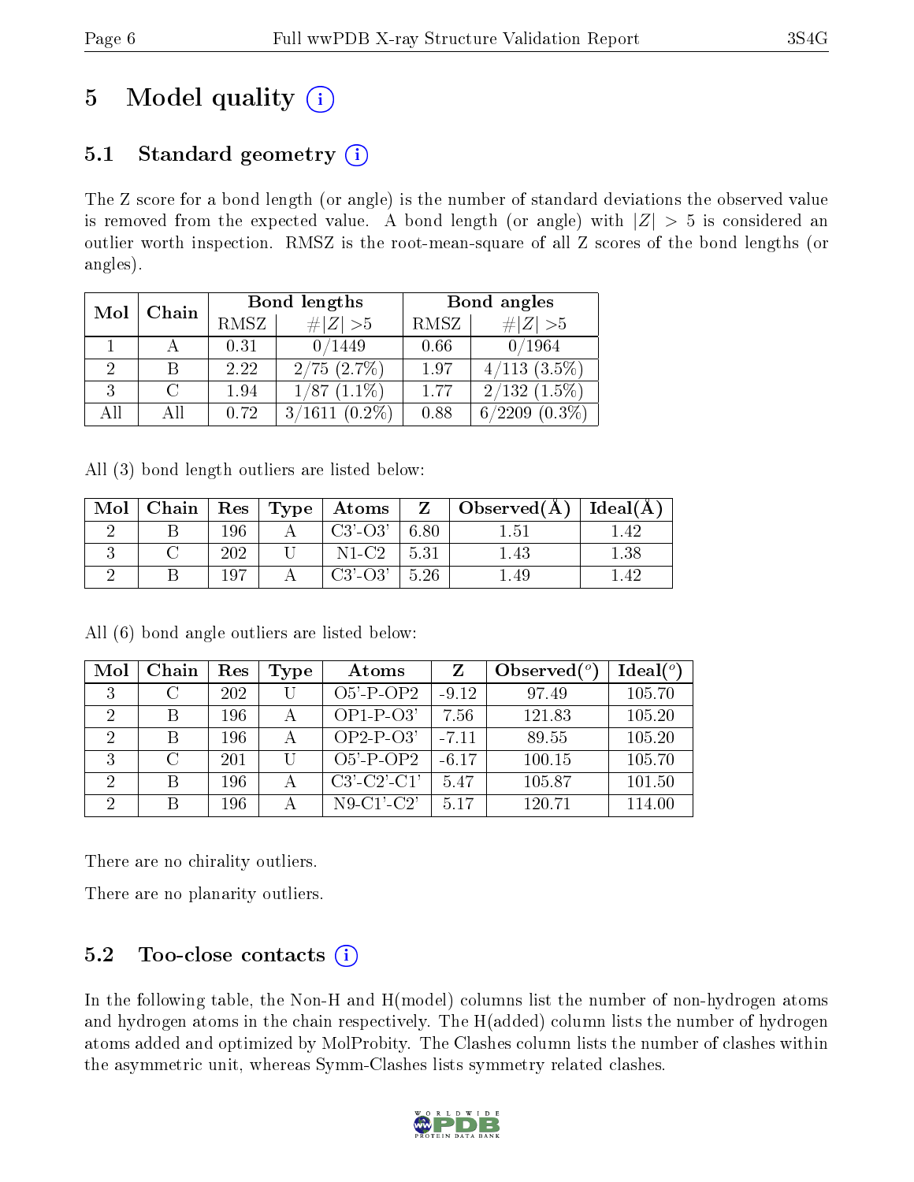# 5 Model quality (i)

## 5.1 Standard geometry (i)

The Z score for a bond length (or angle) is the number of standard deviations the observed value is removed from the expected value. A bond length (or angle) with $|Z| > 5$ is considered an outlier worth inspection. RMSZ is the root-mean-square of all Z scores of the bond lengths (or angles).

| Mol | Chain | Bond lengths | | Bond angles | |
|---|---|---|---|---|---|
| | | RMSZ | $\#\|Z\| > 5$ | RMSZ | $\#\|Z\| > 5$ |
| 1 | A | 0.31 | 0/1449 | 0.66 | 0/1964 |
| 2 | B | 2.22 | 2/75 (2.7%) | 1.97 | 4/113 (3.5%) |
| 3 | C | 1.94 | 1/87 (1.1%) | 1.77 | 2/132 (1.5%) |
| All | All | 0.72 | 3/1611 (0.2%) | 0.88 | 6/2209 (0.3%) |

All (3) bond length outliers are listed below:

| Mol | Chain | Res | Type | Atoms | Z | Observed(Å) | Ideal(Å) |
|---|---|---|---|---|---|---|---|
| 2 | B | 196 | A | C3'-O3' | 6.80 | 1.51 | 1.42 |
| 3 | C | 202 | U | N1-C2 | 5.31 | 1.43 | 1.38 |
| 2 | B | 197 | A | C3'-O3' | 5.26 | 1.49 | 1.42 |

All (6) bond angle outliers are listed below:

| Mol | Chain | Res | Type | Atoms | Z | Observed(°) | Ideal(°) |
|---|---|---|---|---|---|---|---|
| 3 | C | 202 | U | O5'-P-OP2 | -9.12 | 97.49 | 105.70 |
| 2 | B | 196 | A | OP1-P-O3' | 7.56 | 121.83 | 105.20 |
| 2 | B | 196 | A | OP2-P-O3' | -7.11 | 89.55 | 105.20 |
| 3 | C | 201 | U | O5'-P-OP2 | -6.17 | 100.15 | 105.70 |
| 2 | B | 196 | A | C3'-C2'-C1' | 5.47 | 105.87 | 101.50 |
| 2 | B | 196 | A | N9-C1'-C2' | 5.17 | 120.71 | 114.00 |

There are no chirality outliers.

There are no planarity outliers.

## 5.2 Too-close contacts (i)

In the following table, the Non-H and H(model) columns list the number of non-hydrogen atoms and hydrogen atoms in the chain respectively. The H(added) column lists the number of hydrogen atoms added and optimized by MolProbity. The Clashes column lists the number of clashes within the asymmetric unit, whereas Symm-Clashes lists symmetry related clashes.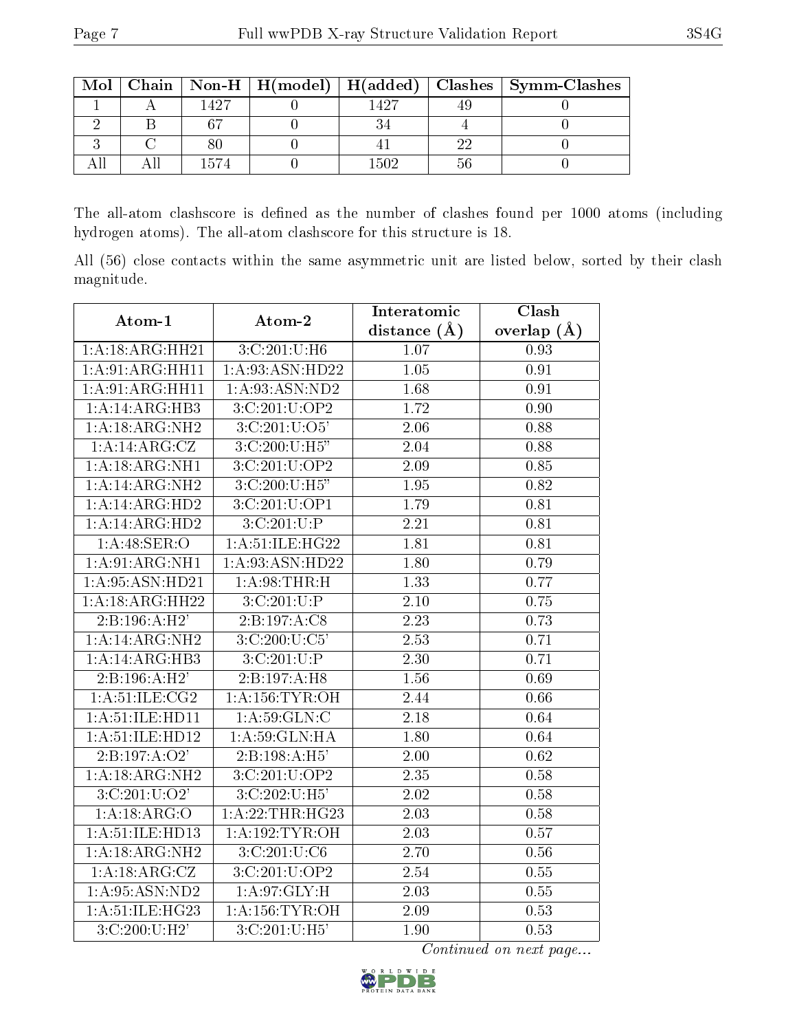| Mol | Chain | Non-H | H(model) | H(added) | Clashes | Symm-Clashes |
|---|---|---|---|---|---|---|
| 1 | A | 1427 | 0 | 1427 | 49 | 0 |
| 2 | B | 67 | 0 | 34 | 4 | 0 |
| 3 | C | 80 | 0 | 41 | 22 | 0 |
| All | All | 1574 | 0 | 1502 | 56 | 0 |

The all-atom clashscore is defined as the number of clashes found per 1000 atoms (including hydrogen atoms). The all-atom clashscore for this structure is 18.

All (56) close contacts within the same asymmetric unit are listed below, sorted by their clash magnitude.

| Atom-1 | Atom-2 | Interatomic distance (Å) | Clash overlap (Å) |
|---|---|---|---|
| 1:A:18:ARG:HH21 | 3:C:201:U:H6 | 1.07 | 0.93 |
| 1:A:91:ARG:HH11 | 1:A:93:ASN:HD22 | 1.05 | 0.91 |
| 1:A:91:ARG:HH11 | 1:A:93:ASN:ND2 | 1.68 | 0.91 |
| 1:A:14:ARG:HB3 | 3:C:201:U:OP2 | 1.72 | 0.90 |
| 1:A:18:ARG:NH2 | 3:C:201:U:O5' | 2.06 | 0.88 |
| 1:A:14:ARG:CZ | 3:C:200:U:H5" | 2.04 | 0.88 |
| 1:A:18:ARG:NH1 | 3:C:201:U:OP2 | 2.09 | 0.85 |
| 1:A:14:ARG:NH2 | 3:C:200:U:H5" | 1.95 | 0.82 |
| 1:A:14:ARG:HD2 | 3:C:201:U:OP1 | 1.79 | 0.81 |
| 1:A:14:ARG:HD2 | 3:C:201:U:P | 2.21 | 0.81 |
| 1:A:48:SER:O | 1:A:51:ILE:HG22 | 1.81 | 0.81 |
| 1:A:91:ARG:NH1 | 1:A:93:ASN:HD22 | 1.80 | 0.79 |
| 1:A:95:ASN:HD21 | 1:A:98:THR:H | 1.33 | 0.77 |
| 1:A:18:ARG:HH22 | 3:C:201:U:P | 2.10 | 0.75 |
| 2:B:196:A:H2' | 2:B:197:A:C8 | 2.23 | 0.73 |
| 1:A:14:ARG:NH2 | 3:C:200:U:C5' | 2.53 | 0.71 |
| 1:A:14:ARG:HB3 | 3:C:201:U:P | 2.30 | 0.71 |
| 2:B:196:A:H2' | 2:B:197:A:H8 | 1.56 | 0.69 |
| 1:A:51:ILE:CG2 | 1:A:156:TYR:OH | 2.44 | 0.66 |
| 1:A:51:ILE:HD11 | 1:A:59:GLN:C | 2.18 | 0.64 |
| 1:A:51:ILE:HD12 | 1:A:59:GLN:HA | 1.80 | 0.64 |
| 2:B:197:A:O2' | 2:B:198:A:H5' | 2.00 | 0.62 |
| 1:A:18:ARG:NH2 | 3:C:201:U:OP2 | 2.35 | 0.58 |
| 3:C:201:U:O2' | 3:C:202:U:H5' | 2.02 | 0.58 |
| 1:A:18:ARG:O | 1:A:22:THR:HG23 | 2.03 | 0.58 |
| 1:A:51:ILE:HD13 | 1:A:192:TYR:OH | 2.03 | 0.57 |
| 1:A:18:ARG:NH2 | 3:C:201:U:C6 | 2.70 | 0.56 |
| 1:A:18:ARG:CZ | 3:C:201:U:OP2 | 2.54 | 0.55 |
| 1:A:95:ASN:ND2 | 1:A:97:GLY:H | 2.03 | 0.55 |
| 1:A:51:ILE:HG23 | 1:A:156:TYR:OH | 2.09 | 0.53 |
| 3:C:200:U:H2' | 3:C:201:U:H5' | 1.90 | 0.53 |

*Continued on next page...*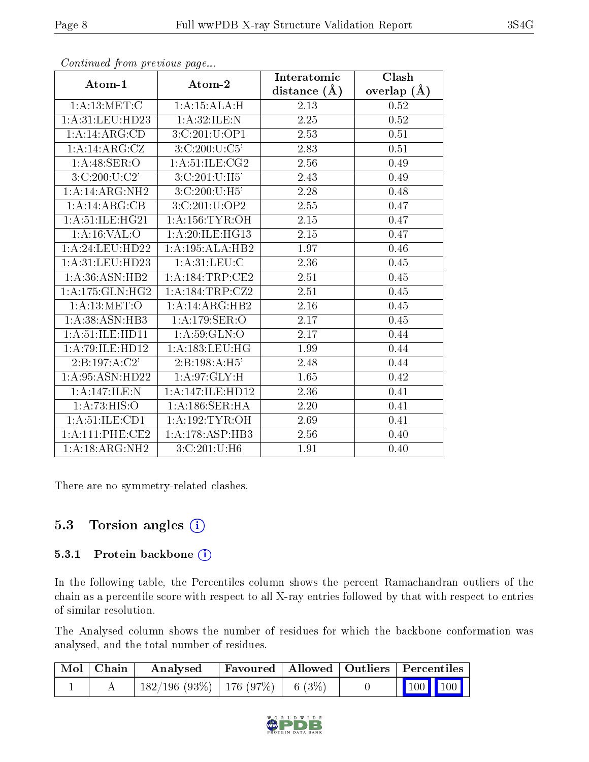*Continued from previous page...*

| Atom-1 | Atom-2 | Interatomic distance (Å) | Clash overlap (Å) |
|---|---|---|---|
| 1:A:13:MET:C | 1:A:15:ALA:H | 2.13 | 0.52 |
| 1:A:31:LEU:HD23 | 1:A:32:ILE:N | 2.25 | 0.52 |
| 1:A:14:ARG:CD | 3:C:201:U:OP1 | 2.53 | 0.51 |
| 1:A:14:ARG:CZ | 3:C:200:U:C5' | 2.83 | 0.51 |
| 1:A:48:SER:O | 1:A:51:ILE:CG2 | 2.56 | 0.49 |
| 3:C:200:U:C2' | 3:C:201:U:H5' | 2.43 | 0.49 |
| 1:A:14:ARG:NH2 | 3:C:200:U:H5' | 2.28 | 0.48 |
| 1:A:14:ARG:CB | 3:C:201:U:OP2 | 2.55 | 0.47 |
| 1:A:51:ILE:HG21 | 1:A:156:TYR:OH | 2.15 | 0.47 |
| 1:A:16:VAL:O | 1:A:20:ILE:HG13 | 2.15 | 0.47 |
| 1:A:24:LEU:HD22 | 1:A:195:ALA:HB2 | 1.97 | 0.46 |
| 1:A:31:LEU:HD23 | 1:A:31:LEU:C | 2.36 | 0.45 |
| 1:A:36:ASN:HB2 | 1:A:184:TRP:CE2 | 2.51 | 0.45 |
| 1:A:175:GLN:HG2 | 1:A:184:TRP:CZ2 | 2.51 | 0.45 |
| 1:A:13:MET:O | 1:A:14:ARG:HB2 | 2.16 | 0.45 |
| 1:A:38:ASN:HB3 | 1:A:179:SER:O | 2.17 | 0.45 |
| 1:A:51:ILE:HD11 | 1:A:59:GLN:O | 2.17 | 0.44 |
| 1:A:79:ILE:HD12 | 1:A:183:LEU:HG | 1.99 | 0.44 |
| 2:B:197:A:C2' | 2:B:198:A:H5' | 2.48 | 0.44 |
| 1:A:95:ASN:HD22 | 1:A:97:GLY:H | 1.65 | 0.42 |
| 1:A:147:ILE:N | 1:A:147:ILE:HD12 | 2.36 | 0.41 |
| 1:A:73:HIS:O | 1:A:186:SER:HA | 2.20 | 0.41 |
| 1:A:51:ILE:CD1 | 1:A:192:TYR:OH | 2.69 | 0.41 |
| 1:A:111:PHE:CE2 | 1:A:178:ASP:HB3 | 2.56 | 0.40 |
| 1:A:18:ARG:NH2 | 3:C:201:U:H6 | 1.91 | 0.40 |

There are no symmetry-related clashes.

## 5.3 Torsion angles (i)

### 5.3.1 Protein backbone (i)

In the following table, the Percentiles column shows the percent Ramachandran outliers of the chain as a percentile score with respect to all X-ray entries followed by that with respect to entries of similar resolution.

The Analysed column shows the number of residues for which the backbone conformation was analysed, and the total number of residues.

| Mol | Chain | Analysed | Favoured | Allowed | Outliers | Percentiles | |
|---|---|---|---|---|---|---|---|
| 1 | A | 182/196 (93%) | 176 (97%) | 6 (3%) | 0 | 100 | 100 |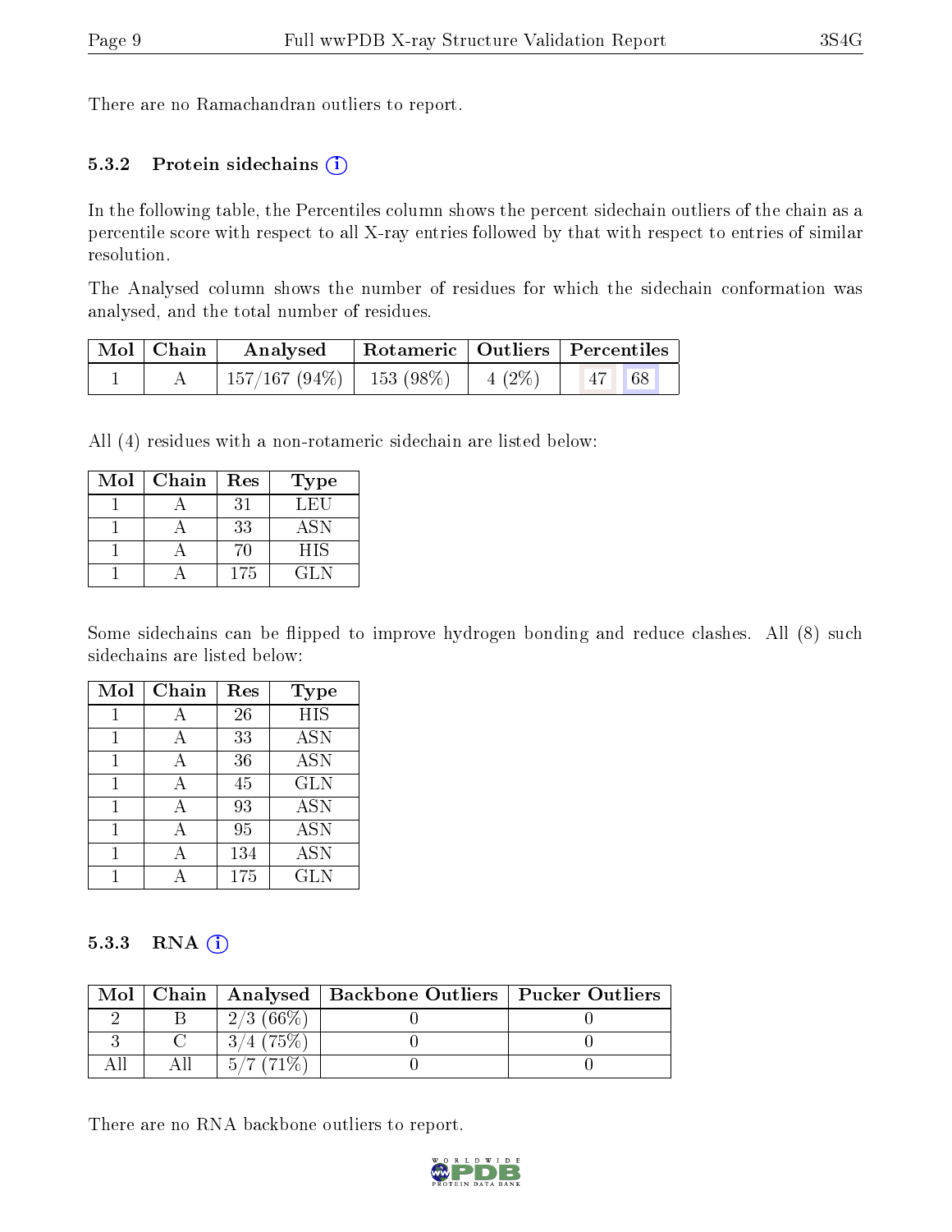There are no Ramachandran outliers to report.

### 5.3.2 Protein sidechains (i)

In the following table, the Percentiles column shows the percent sidechain outliers of the chain as a percentile score with respect to all X-ray entries followed by that with respect to entries of similar resolution.

The Analysed column shows the number of residues for which the sidechain conformation was analysed, and the total number of residues.

| Mol | Chain | Analysed | Rotameric | Outliers | Percentiles |
|---|---|---|---|---|---|
| 1 | A | 157/167 (94%) | 153 (98%) | 4 (2%) | 47 68 |

All (4) residues with a non-rotameric sidechain are listed below:

| Mol | Chain | Res | Type |
|---|---|---|---|
| 1 | A | 31 | LEU |
| 1 | A | 33 | ASN |
| 1 | A | 70 | HIS |
| 1 | A | 175 | GLN |

Some sidechains can be flipped to improve hydrogen bonding and reduce clashes. All (8) such sidechains are listed below:

| Mol | Chain | Res | Type |
|---|---|---|---|
| 1 | A | 26 | HIS |
| 1 | A | 33 | ASN |
| 1 | A | 36 | ASN |
| 1 | A | 45 | GLN |
| 1 | A | 93 | ASN |
| 1 | A | 95 | ASN |
| 1 | A | 134 | ASN |
| 1 | A | 175 | GLN |

### 5.3.3 RNA (i)

| Mol | Chain | Analysed | Backbone Outliers | Pucker Outliers |
|---|---|---|---|---|
| 2 | B | 2/3 (66%) | 0 | 0 |
| 3 | C | 3/4 (75%) | 0 | 0 |
| All | All | 5/7 (71%) | 0 | 0 |

There are no RNA backbone outliers to report.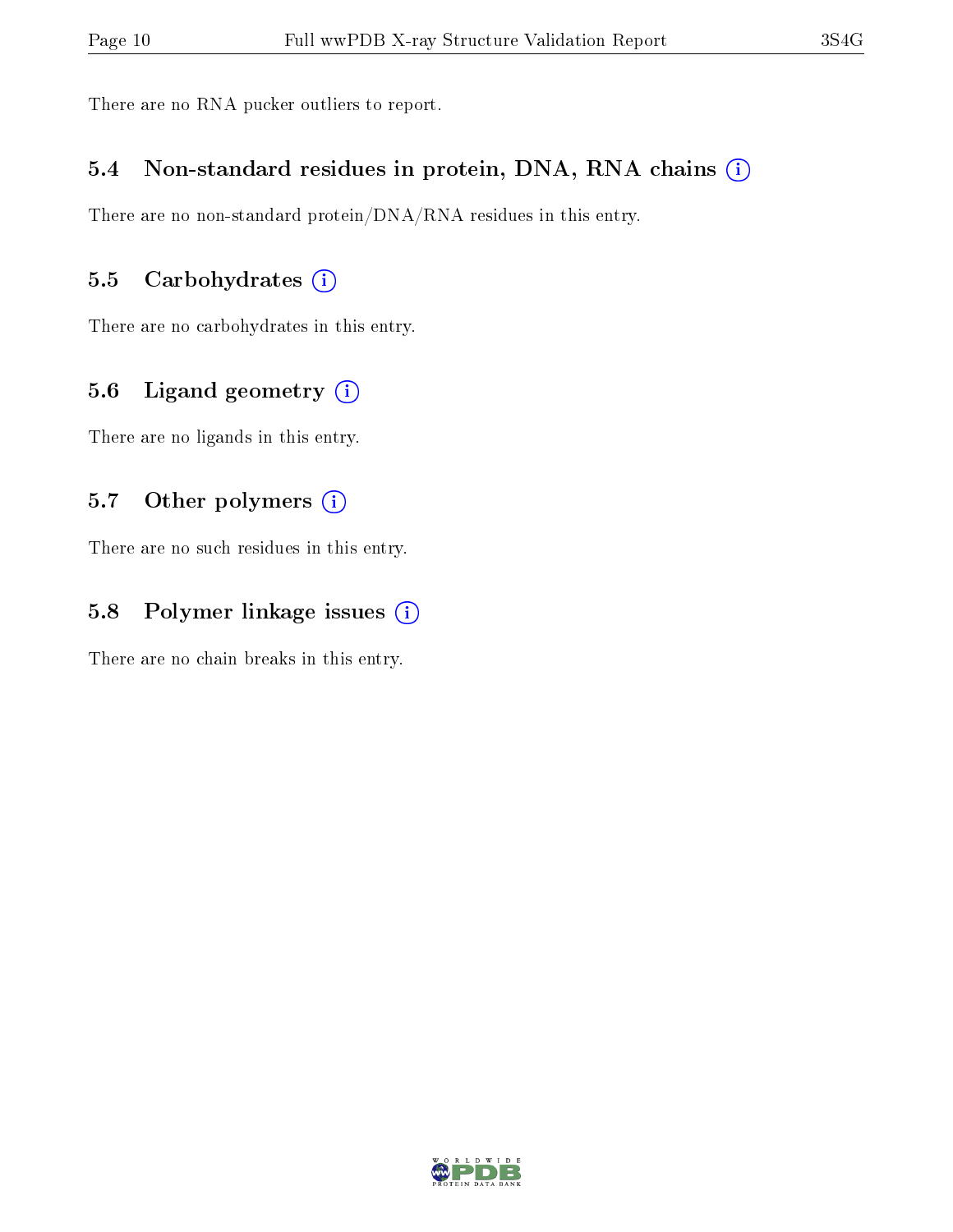There are no RNA pucker outliers to report.

### 5.4 Non-standard residues in protein, DNA, RNA chains (i)

There are no non-standard protein/DNA/RNA residues in this entry.

### 5.5 Carbohydrates (i)

There are no carbohydrates in this entry.

### 5.6 Ligand geometry (i)

There are no ligands in this entry.

### 5.7 Other polymers (i)

There are no such residues in this entry.

### 5.8 Polymer linkage issues (i)

There are no chain breaks in this entry.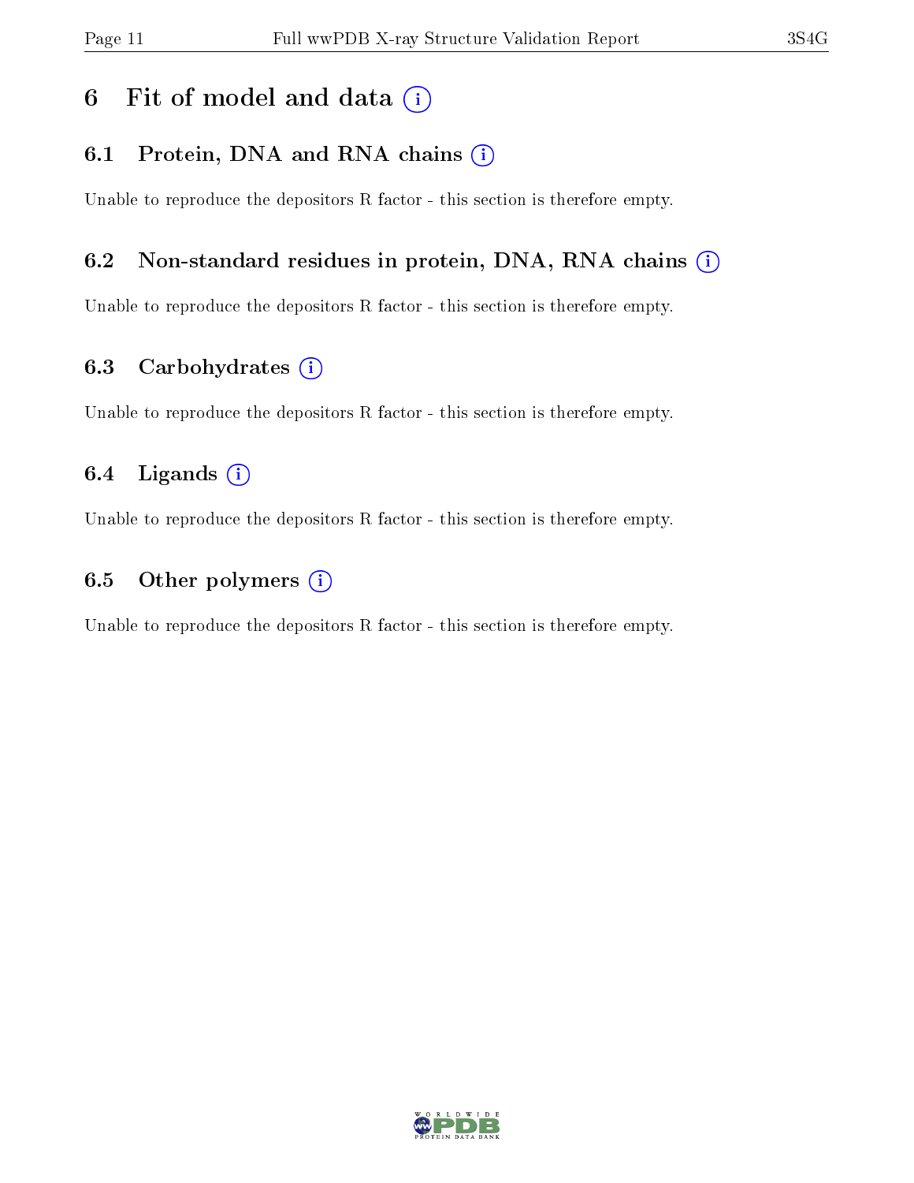# 6 Fit of model and data

## 6.1 Protein, DNA and RNA chains

Unable to reproduce the depositors R factor - this section is therefore empty.

## 6.2 Non-standard residues in protein, DNA, RNA chains

Unable to reproduce the depositors R factor - this section is therefore empty.

## 6.3 Carbohydrates

Unable to reproduce the depositors R factor - this section is therefore empty.

## 6.4 Ligands

Unable to reproduce the depositors R factor - this section is therefore empty.

## 6.5 Other polymers

Unable to reproduce the depositors R factor - this section is therefore empty.